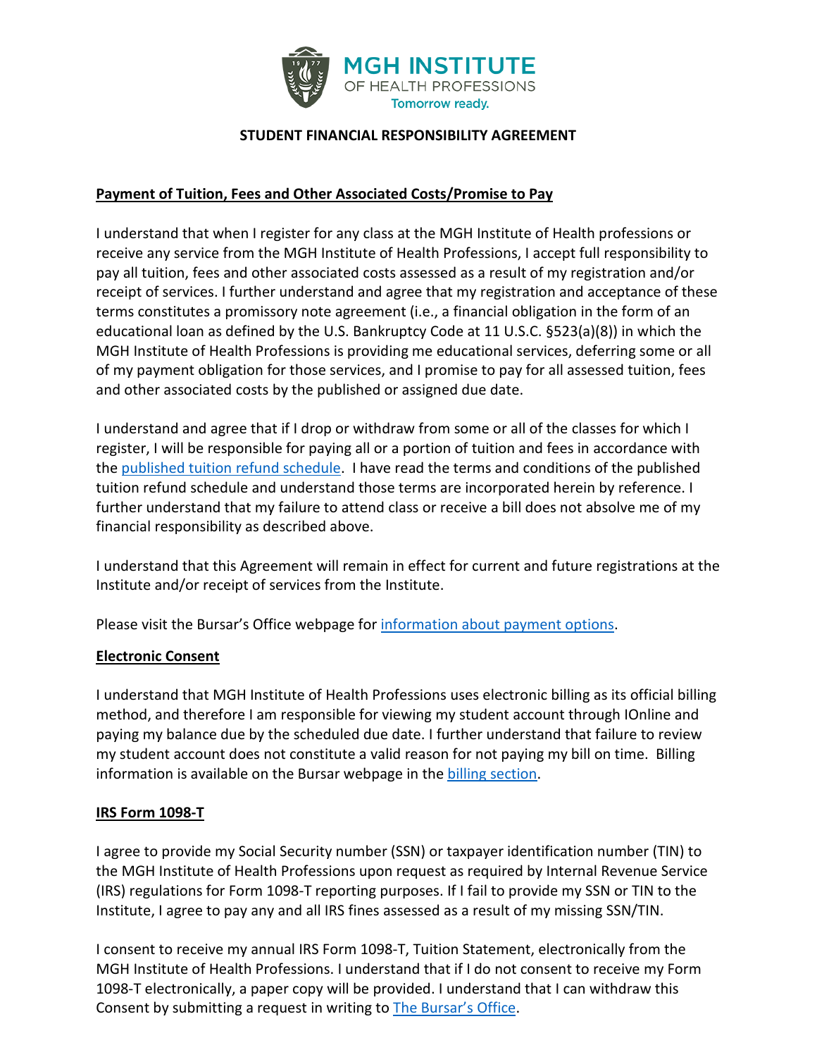# STUDENT FINANCIAL RESPONSIBILITY AGREEMENT

## Payment of Tuition, Fees and Other Associated Costs/Promise to Pay

I understand that when I register for any class at the MGH Institute of Health professions or receive any service from the MGH Institute of Health Professions, I accept full responsibility to pay all tuition, fees and other associated costs assessed as a result of my registration and/or receipt of services. I further understand and agree that my registration and acceptance of these terms constitutes a promissory note agreement (i.e., a financial obligation in the form of an educational loan as defined by the U.S. Bankruptcy Code at 11 U.S.C. §523(a)(8)) in which the MGH Institute of Health Professions is providing me educational services, deferring some or all of my payment obligation for those services, and I promise to pay for all assessed tuition, fees and other associated costs by the published or assigned due date.

I understand and agree that if I drop or withdraw from some or all of the classes for which I register, I will be responsible for paying all or a portion of tuition and fees in accordance with the published tuition refund schedule. I have read the terms and conditions of the published tuition refund schedule and understand those terms are incorporated herein by reference. I further understand that my failure to attend class or receive a bill does not absolve me of my financial responsibility as described above.

I understand that this Agreement will remain in effect for current and future registrations at the Institute and/or receipt of services from the Institute.

Please visit the Bursar's Office webpage for information about payment options.

## Electronic Consent

I understand that MGH Institute of Health Professions uses electronic billing as its official billing method, and therefore I am responsible for viewing my student account through IOnline and paying my balance due by the scheduled due date. I further understand that failure to review my student account does not constitute a valid reason for not paying my bill on time. Billing information is available on the Bursar webpage in the billing section.

## IRS Form 1098-T

I agree to provide my Social Security number (SSN) or taxpayer identification number (TIN) to the MGH Institute of Health Professions upon request as required by Internal Revenue Service (IRS) regulations for Form 1098-T reporting purposes. If I fail to provide my SSN or TIN to the Institute, I agree to pay any and all IRS fines assessed as a result of my missing SSN/TIN.

I consent to receive my annual IRS Form 1098-T, Tuition Statement, electronically from the MGH Institute of Health Professions. I understand that if I do not consent to receive my Form 1098-T electronically, a paper copy will be provided. I understand that I can withdraw this Consent by submitting a request in writing to The Bursar's Office.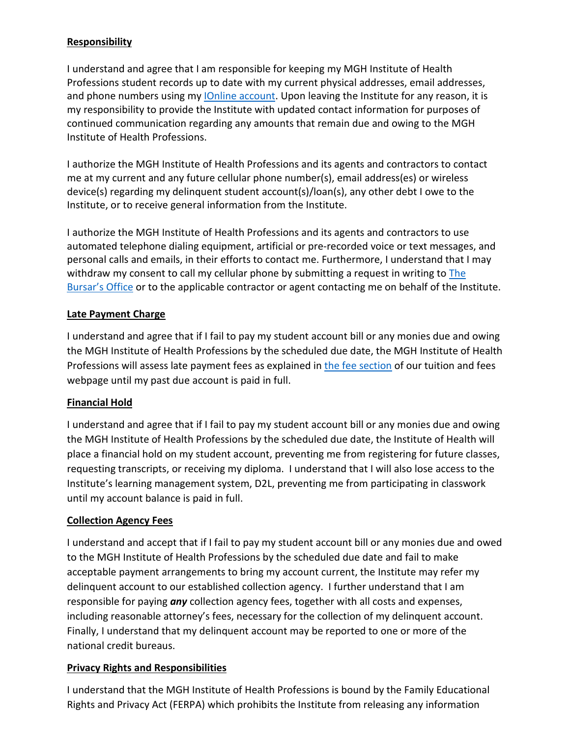**Responsibility**

I understand and agree that I am responsible for keeping my MGH Institute of Health Professions student records up to date with my current physical addresses, email addresses, and phone numbers using my IOnline account. Upon leaving the Institute for any reason, it is my responsibility to provide the Institute with updated contact information for purposes of continued communication regarding any amounts that remain due and owing to the MGH Institute of Health Professions.

I authorize the MGH Institute of Health Professions and its agents and contractors to contact me at my current and any future cellular phone number(s), email address(es) or wireless device(s) regarding my delinquent student account(s)/loan(s), any other debt I owe to the Institute, or to receive general information from the Institute.

I authorize the MGH Institute of Health Professions and its agents and contractors to use automated telephone dialing equipment, artificial or pre-recorded voice or text messages, and personal calls and emails, in their efforts to contact me. Furthermore, I understand that I may withdraw my consent to call my cellular phone by submitting a request in writing to The Bursar's Office or to the applicable contractor or agent contacting me on behalf of the Institute.

**Late Payment Charge**

I understand and agree that if I fail to pay my student account bill or any monies due and owing the MGH Institute of Health Professions by the scheduled due date, the MGH Institute of Health Professions will assess late payment fees as explained in the fee section of our tuition and fees webpage until my past due account is paid in full.

**Financial Hold**

I understand and agree that if I fail to pay my student account bill or any monies due and owing the MGH Institute of Health Professions by the scheduled due date, the Institute of Health will place a financial hold on my student account, preventing me from registering for future classes, requesting transcripts, or receiving my diploma. I understand that I will also lose access to the Institute's learning management system, D2L, preventing me from participating in classwork until my account balance is paid in full.

**Collection Agency Fees**

I understand and accept that if I fail to pay my student account bill or any monies due and owed to the MGH Institute of Health Professions by the scheduled due date and fail to make acceptable payment arrangements to bring my account current, the Institute may refer my delinquent account to our established collection agency. I further understand that I am responsible for paying ***any*** collection agency fees, together with all costs and expenses, including reasonable attorney's fees, necessary for the collection of my delinquent account. Finally, I understand that my delinquent account may be reported to one or more of the national credit bureaus.

**Privacy Rights and Responsibilities**

I understand that the MGH Institute of Health Professions is bound by the Family Educational Rights and Privacy Act (FERPA) which prohibits the Institute from releasing any information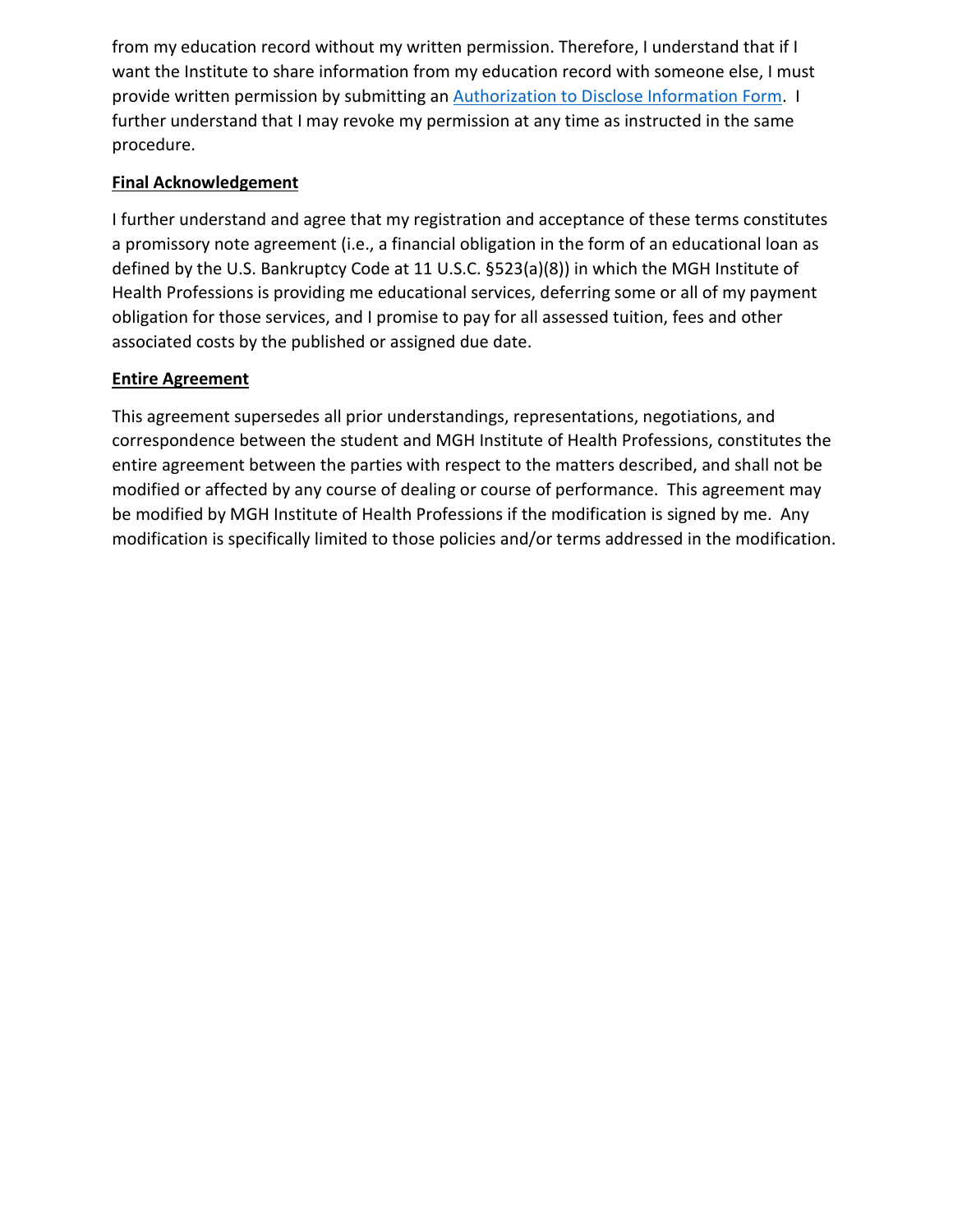from my education record without my written permission. Therefore, I understand that if I want the Institute to share information from my education record with someone else, I must provide written permission by submitting an [Authorization to Disclose Information Form]. I further understand that I may revoke my permission at any time as instructed in the same procedure.

**Final Acknowledgement**

I further understand and agree that my registration and acceptance of these terms constitutes a promissory note agreement (i.e., a financial obligation in the form of an educational loan as defined by the U.S. Bankruptcy Code at 11 U.S.C. §523(a)(8)) in which the MGH Institute of Health Professions is providing me educational services, deferring some or all of my payment obligation for those services, and I promise to pay for all assessed tuition, fees and other associated costs by the published or assigned due date.

**Entire Agreement**

This agreement supersedes all prior understandings, representations, negotiations, and correspondence between the student and MGH Institute of Health Professions, constitutes the entire agreement between the parties with respect to the matters described, and shall not be modified or affected by any course of dealing or course of performance. This agreement may be modified by MGH Institute of Health Professions if the modification is signed by me. Any modification is specifically limited to those policies and/or terms addressed in the modification.